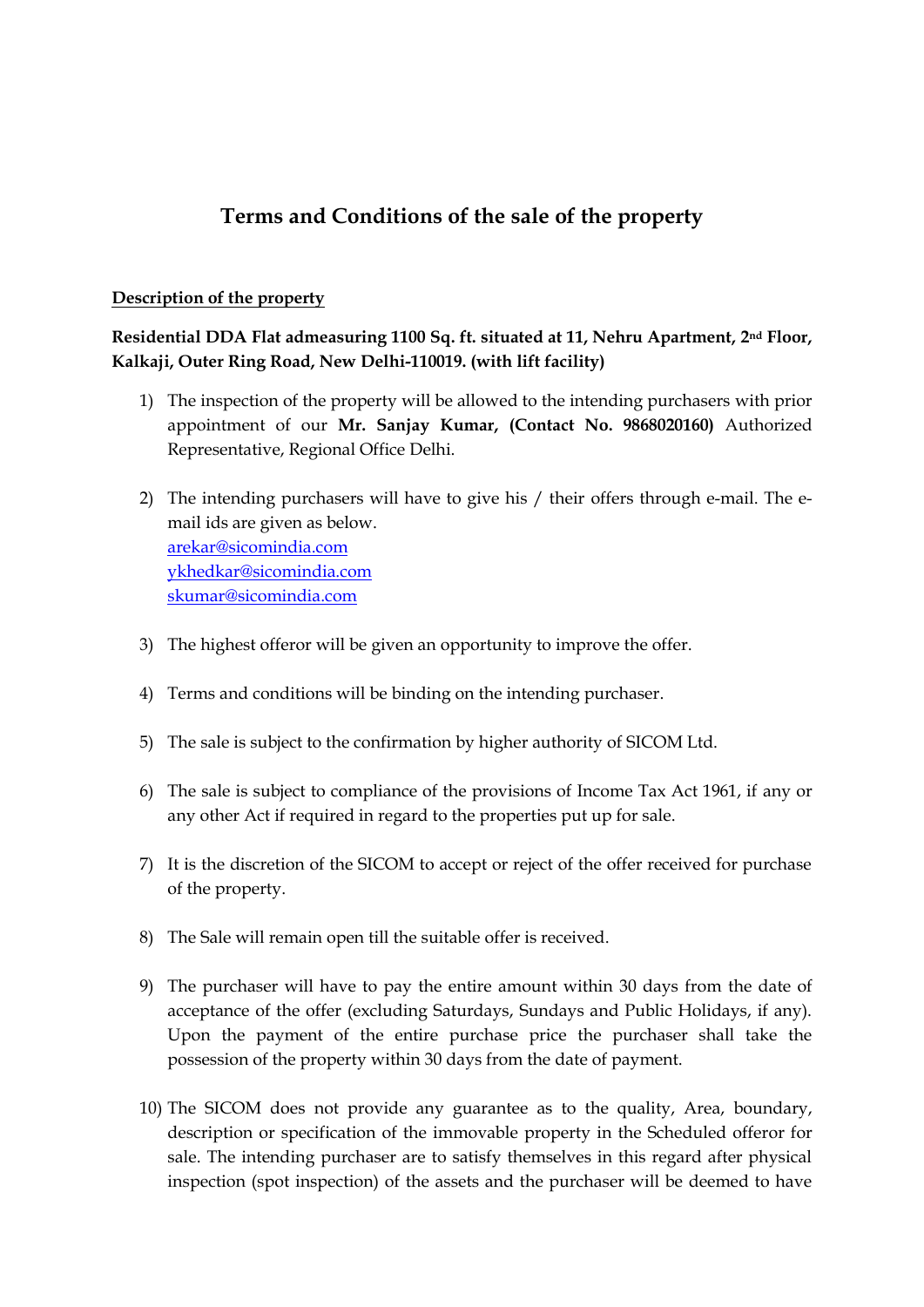# Terms and Conditions of the sale of the property

## Description of the property

**Residential DDA Flat admeasuring 1100 Sq. ft. situated at 11, Nehru Apartment, 2nd Floor, Kalkaji, Outer Ring Road, New Delhi-110019. (with lift facility)**

1) The inspection of the property will be allowed to the intending purchasers with prior appointment of our **Mr. Sanjay Kumar, (Contact No. 9868020160)** Authorized Representative, Regional Office Delhi.

2) The intending purchasers will have to give his / their offers through e-mail. The e-mail ids are given as below.
   arekar@sicomindia.com
   ykhedkar@sicomindia.com
   skumar@sicomindia.com

3) The highest offeror will be given an opportunity to improve the offer.

4) Terms and conditions will be binding on the intending purchaser.

5) The sale is subject to the confirmation by higher authority of SICOM Ltd.

6) The sale is subject to compliance of the provisions of Income Tax Act 1961, if any or any other Act if required in regard to the properties put up for sale.

7) It is the discretion of the SICOM to accept or reject of the offer received for purchase of the property.

8) The Sale will remain open till the suitable offer is received.

9) The purchaser will have to pay the entire amount within 30 days from the date of acceptance of the offer (excluding Saturdays, Sundays and Public Holidays, if any). Upon the payment of the entire purchase price the purchaser shall take the possession of the property within 30 days from the date of payment.

10) The SICOM does not provide any guarantee as to the quality, Area, boundary, description or specification of the immovable property in the Scheduled offeror for sale. The intending purchaser are to satisfy themselves in this regard after physical inspection (spot inspection) of the assets and the purchaser will be deemed to have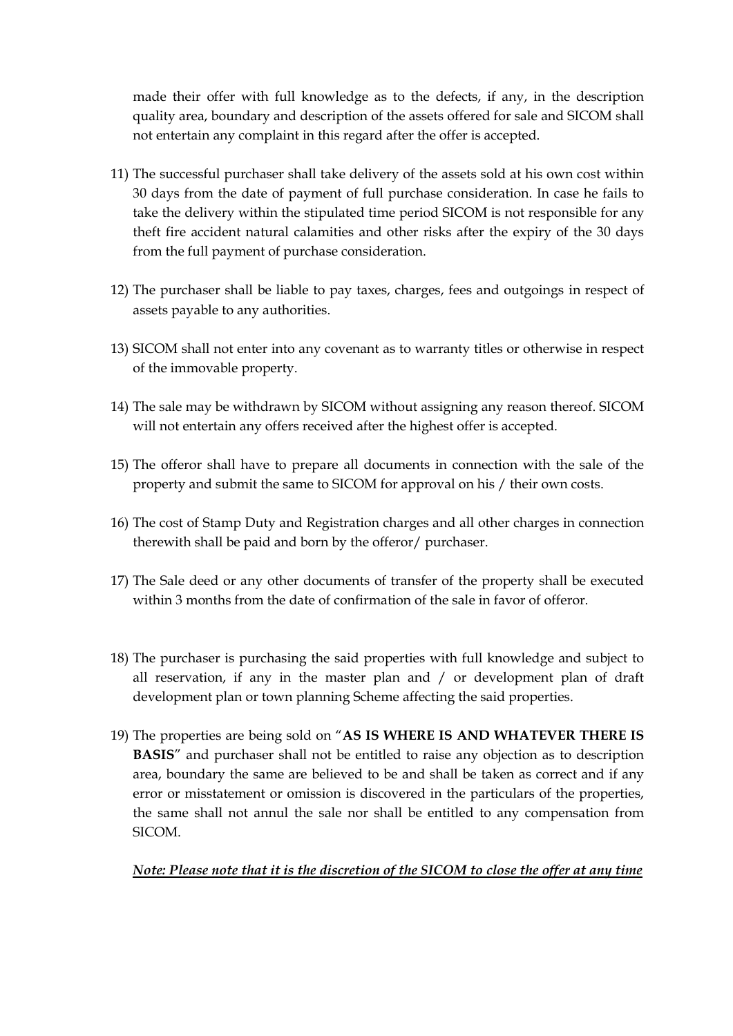made their offer with full knowledge as to the defects, if any, in the description quality area, boundary and description of the assets offered for sale and SICOM shall not entertain any complaint in this regard after the offer is accepted.

11) The successful purchaser shall take delivery of the assets sold at his own cost within 30 days from the date of payment of full purchase consideration. In case he fails to take the delivery within the stipulated time period SICOM is not responsible for any theft fire accident natural calamities and other risks after the expiry of the 30 days from the full payment of purchase consideration.

12) The purchaser shall be liable to pay taxes, charges, fees and outgoings in respect of assets payable to any authorities.

13) SICOM shall not enter into any covenant as to warranty titles or otherwise in respect of the immovable property.

14) The sale may be withdrawn by SICOM without assigning any reason thereof. SICOM will not entertain any offers received after the highest offer is accepted.

15) The offeror shall have to prepare all documents in connection with the sale of the property and submit the same to SICOM for approval on his / their own costs.

16) The cost of Stamp Duty and Registration charges and all other charges in connection therewith shall be paid and born by the offeror/ purchaser.

17) The Sale deed or any other documents of transfer of the property shall be executed within 3 months from the date of confirmation of the sale in favor of offeror.

18) The purchaser is purchasing the said properties with full knowledge and subject to all reservation, if any in the master plan and / or development plan of draft development plan or town planning Scheme affecting the said properties.

19) The properties are being sold on "**AS IS WHERE IS AND WHATEVER THERE IS BASIS**" and purchaser shall not be entitled to raise any objection as to description area, boundary the same are believed to be and shall be taken as correct and if any error or misstatement or omission is discovered in the particulars of the properties, the same shall not annul the sale nor shall be entitled to any compensation from SICOM.

***Note: Please note that it is the discretion of the SICOM to close the offer at any time***